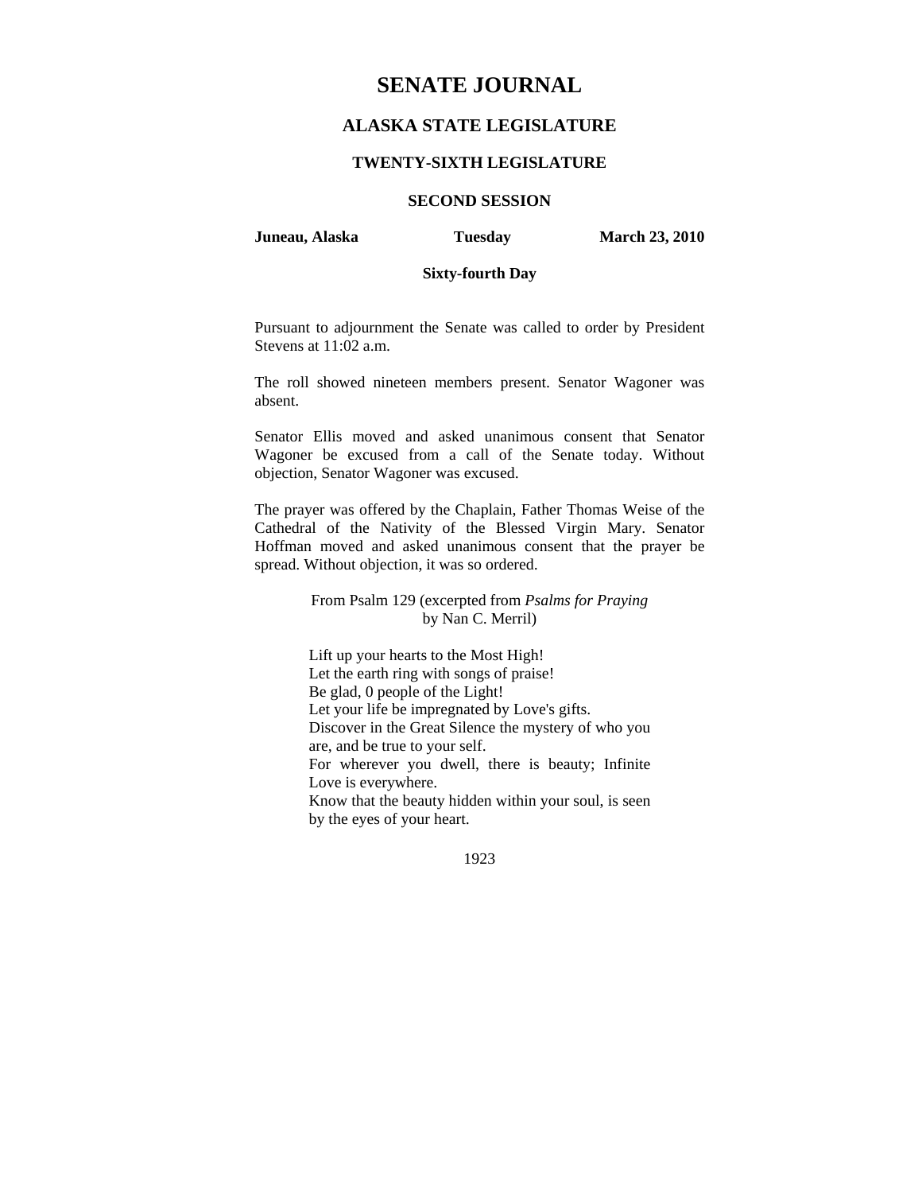# SENATE JOURNAL

## ALASKA STATE LEGISLATURE

### TWENTY-SIXTH LEGISLATURE

### SECOND SESSION

**Juneau, Alaska** **Tuesday** **March 23, 2010**

**Sixty-fourth Day**

Pursuant to adjournment the Senate was called to order by President Stevens at 11:02 a.m.

The roll showed nineteen members present. Senator Wagoner was absent.

Senator Ellis moved and asked unanimous consent that Senator Wagoner be excused from a call of the Senate today. Without objection, Senator Wagoner was excused.

The prayer was offered by the Chaplain, Father Thomas Weise of the Cathedral of the Nativity of the Blessed Virgin Mary. Senator Hoffman moved and asked unanimous consent that the prayer be spread. Without objection, it was so ordered.

From Psalm 129 (excerpted from *Psalms for Praying* by Nan C. Merril)

Lift up your hearts to the Most High!
Let the earth ring with songs of praise!
Be glad, 0 people of the Light!
Let your life be impregnated by Love's gifts.
Discover in the Great Silence the mystery of who you are, and be true to your self.
For wherever you dwell, there is beauty; Infinite Love is everywhere.
Know that the beauty hidden within your soul, is seen by the eyes of your heart.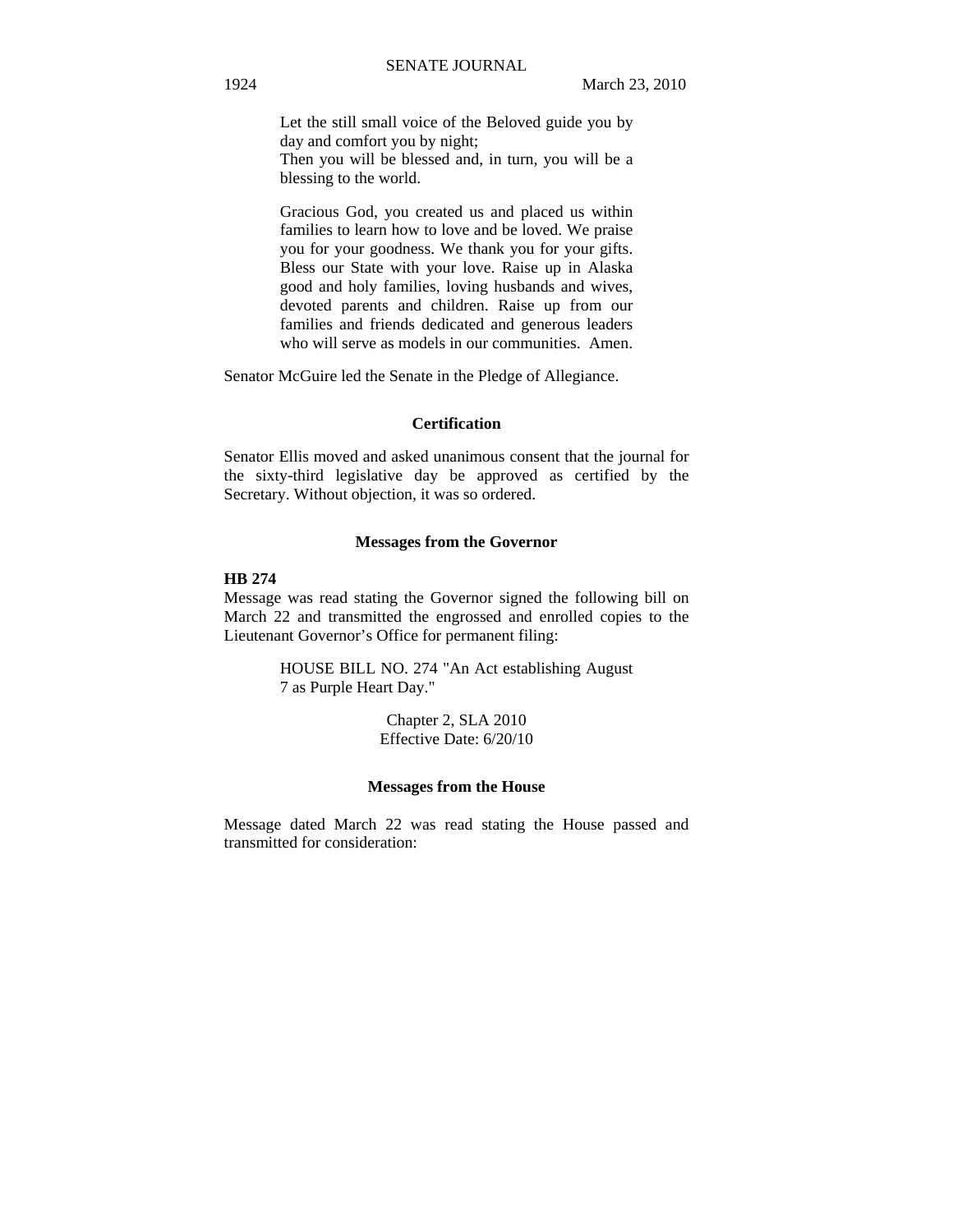Let the still small voice of the Beloved guide you by day and comfort you by night;
Then you will be blessed and, in turn, you will be a blessing to the world.

Gracious God, you created us and placed us within families to learn how to love and be loved. We praise you for your goodness. We thank you for your gifts. Bless our State with your love. Raise up in Alaska good and holy families, loving husbands and wives, devoted parents and children. Raise up from our families and friends dedicated and generous leaders who will serve as models in our communities. Amen.

Senator McGuire led the Senate in the Pledge of Allegiance.

**Certification**

Senator Ellis moved and asked unanimous consent that the journal for the sixty-third legislative day be approved as certified by the Secretary. Without objection, it was so ordered.

**Messages from the Governor**

**HB 274**
Message was read stating the Governor signed the following bill on March 22 and transmitted the engrossed and enrolled copies to the Lieutenant Governor's Office for permanent filing:

HOUSE BILL NO. 274 "An Act establishing August 7 as Purple Heart Day."

Chapter 2, SLA 2010
Effective Date: 6/20/10

**Messages from the House**

Message dated March 22 was read stating the House passed and transmitted for consideration: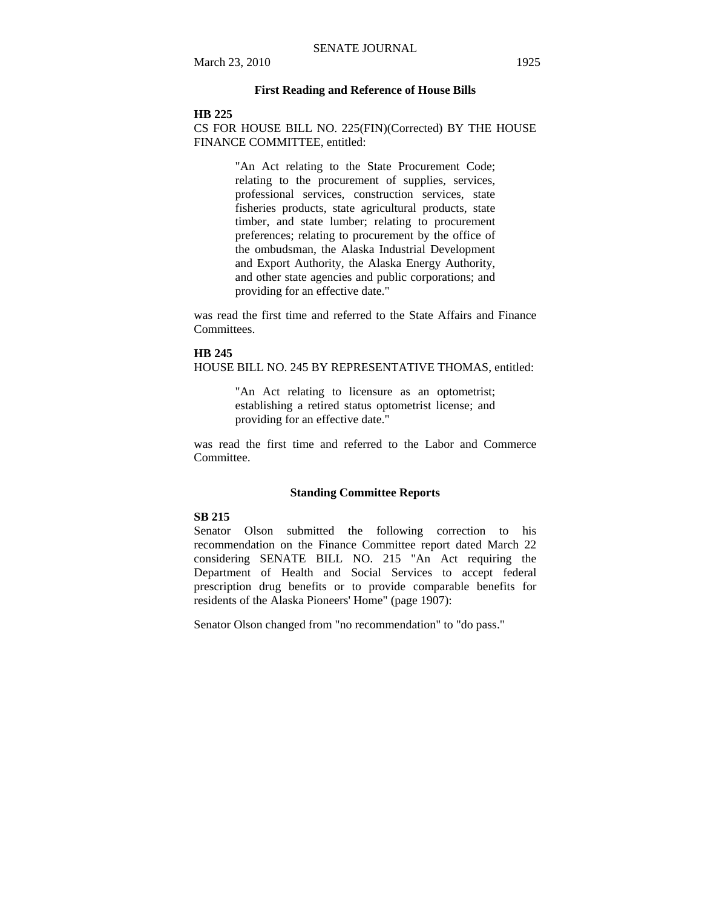## First Reading and Reference of House Bills

**HB 225**

CS FOR HOUSE BILL NO. 225(FIN)(Corrected) BY THE HOUSE FINANCE COMMITTEE, entitled:

> "An Act relating to the State Procurement Code; relating to the procurement of supplies, services, professional services, construction services, state fisheries products, state agricultural products, state timber, and state lumber; relating to procurement preferences; relating to procurement by the office of the ombudsman, the Alaska Industrial Development and Export Authority, the Alaska Energy Authority, and other state agencies and public corporations; and providing for an effective date."

was read the first time and referred to the State Affairs and Finance Committees.

**HB 245**

HOUSE BILL NO. 245 BY REPRESENTATIVE THOMAS, entitled:

> "An Act relating to licensure as an optometrist; establishing a retired status optometrist license; and providing for an effective date."

was read the first time and referred to the Labor and Commerce Committee.

## Standing Committee Reports

**SB 215**

Senator Olson submitted the following correction to his recommendation on the Finance Committee report dated March 22 considering SENATE BILL NO. 215 "An Act requiring the Department of Health and Social Services to accept federal prescription drug benefits or to provide comparable benefits for residents of the Alaska Pioneers' Home" (page 1907):

Senator Olson changed from "no recommendation" to "do pass."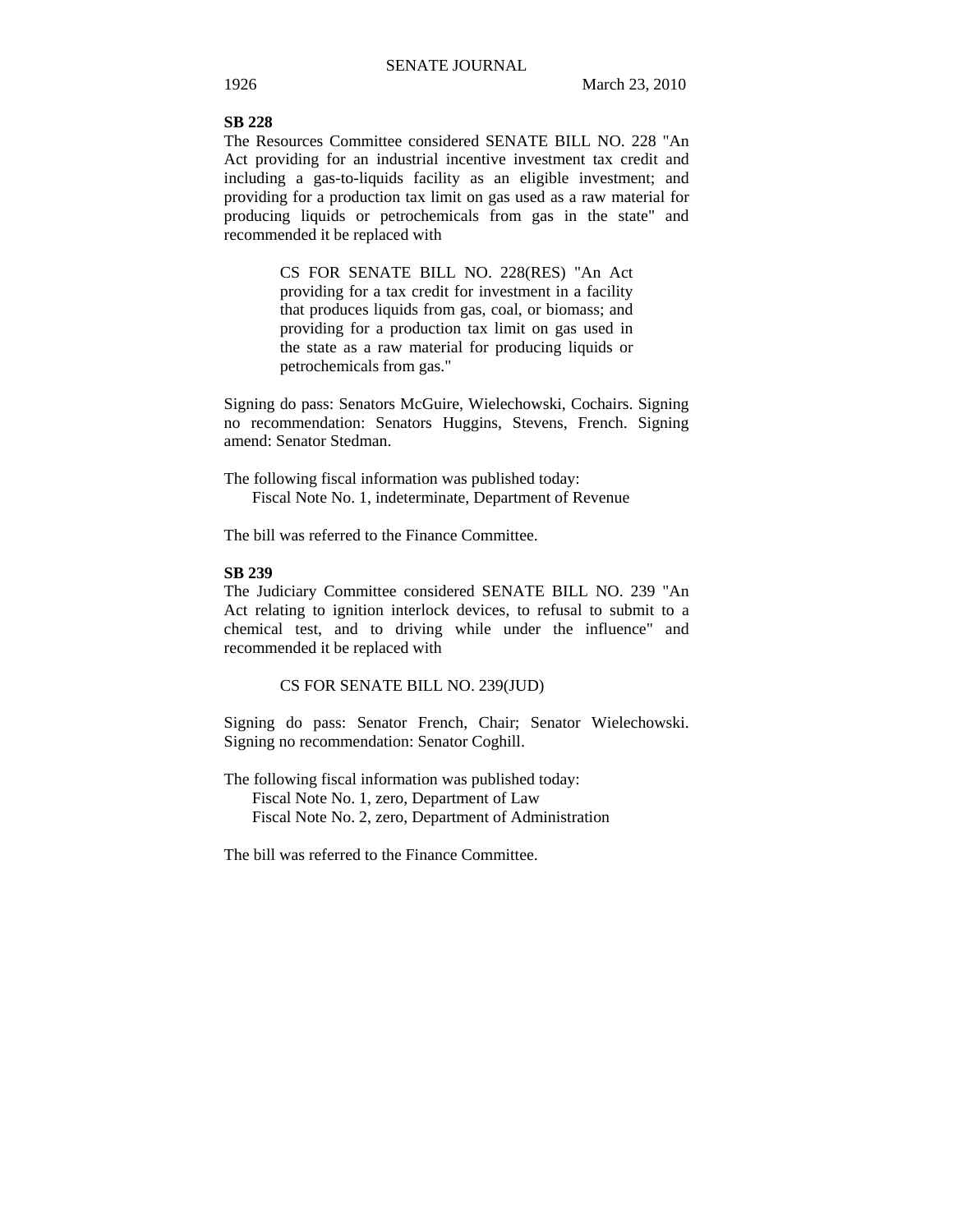**SB 228**

The Resources Committee considered SENATE BILL NO. 228 "An Act providing for an industrial incentive investment tax credit and including a gas-to-liquids facility as an eligible investment; and providing for a production tax limit on gas used as a raw material for producing liquids or petrochemicals from gas in the state" and recommended it be replaced with

> CS FOR SENATE BILL NO. 228(RES) "An Act providing for a tax credit for investment in a facility that produces liquids from gas, coal, or biomass; and providing for a production tax limit on gas used in the state as a raw material for producing liquids or petrochemicals from gas."

Signing do pass: Senators McGuire, Wielechowski, Cochairs. Signing no recommendation: Senators Huggins, Stevens, French. Signing amend: Senator Stedman.

The following fiscal information was published today:
Fiscal Note No. 1, indeterminate, Department of Revenue

The bill was referred to the Finance Committee.

**SB 239**

The Judiciary Committee considered SENATE BILL NO. 239 "An Act relating to ignition interlock devices, to refusal to submit to a chemical test, and to driving while under the influence" and recommended it be replaced with

> CS FOR SENATE BILL NO. 239(JUD)

Signing do pass: Senator French, Chair; Senator Wielechowski. Signing no recommendation: Senator Coghill.

The following fiscal information was published today:
Fiscal Note No. 1, zero, Department of Law
Fiscal Note No. 2, zero, Department of Administration

The bill was referred to the Finance Committee.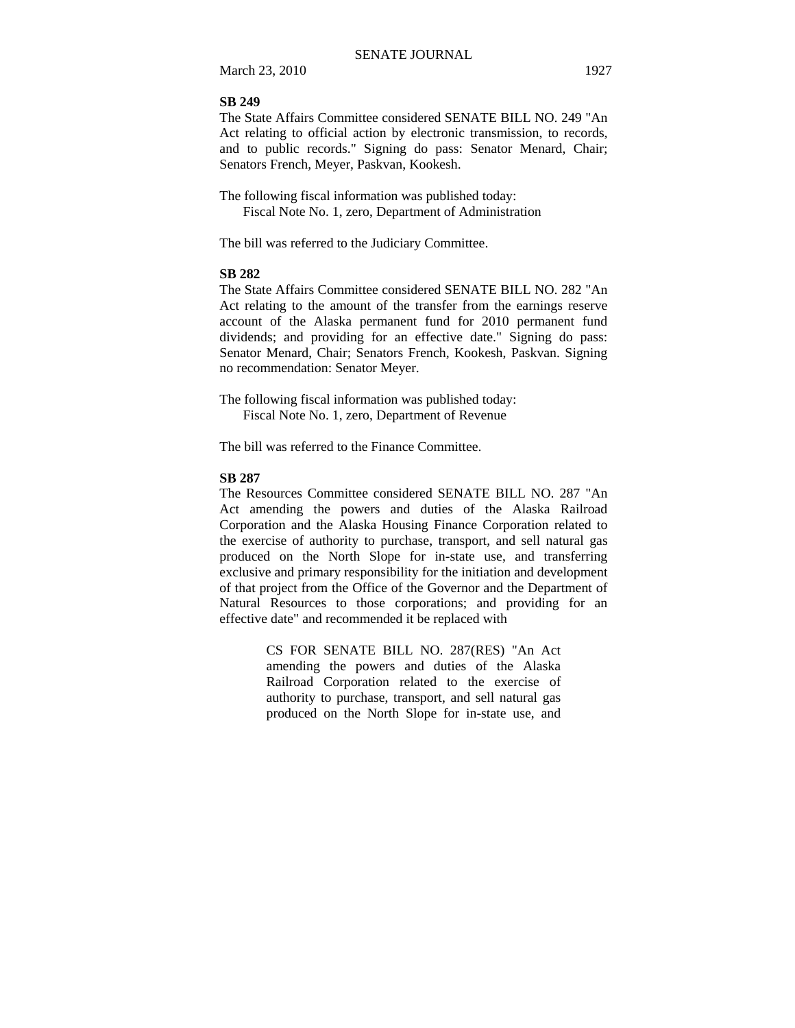**SB 249**

The State Affairs Committee considered SENATE BILL NO. 249 "An Act relating to official action by electronic transmission, to records, and to public records." Signing do pass: Senator Menard, Chair; Senators French, Meyer, Paskvan, Kookesh.

The following fiscal information was published today:
Fiscal Note No. 1, zero, Department of Administration

The bill was referred to the Judiciary Committee.

**SB 282**

The State Affairs Committee considered SENATE BILL NO. 282 "An Act relating to the amount of the transfer from the earnings reserve account of the Alaska permanent fund for 2010 permanent fund dividends; and providing for an effective date." Signing do pass: Senator Menard, Chair; Senators French, Kookesh, Paskvan. Signing no recommendation: Senator Meyer.

The following fiscal information was published today:
Fiscal Note No. 1, zero, Department of Revenue

The bill was referred to the Finance Committee.

**SB 287**

The Resources Committee considered SENATE BILL NO. 287 "An Act amending the powers and duties of the Alaska Railroad Corporation and the Alaska Housing Finance Corporation related to the exercise of authority to purchase, transport, and sell natural gas produced on the North Slope for in-state use, and transferring exclusive and primary responsibility for the initiation and development of that project from the Office of the Governor and the Department of Natural Resources to those corporations; and providing for an effective date" and recommended it be replaced with

> CS FOR SENATE BILL NO. 287(RES) "An Act amending the powers and duties of the Alaska Railroad Corporation related to the exercise of authority to purchase, transport, and sell natural gas produced on the North Slope for in-state use, and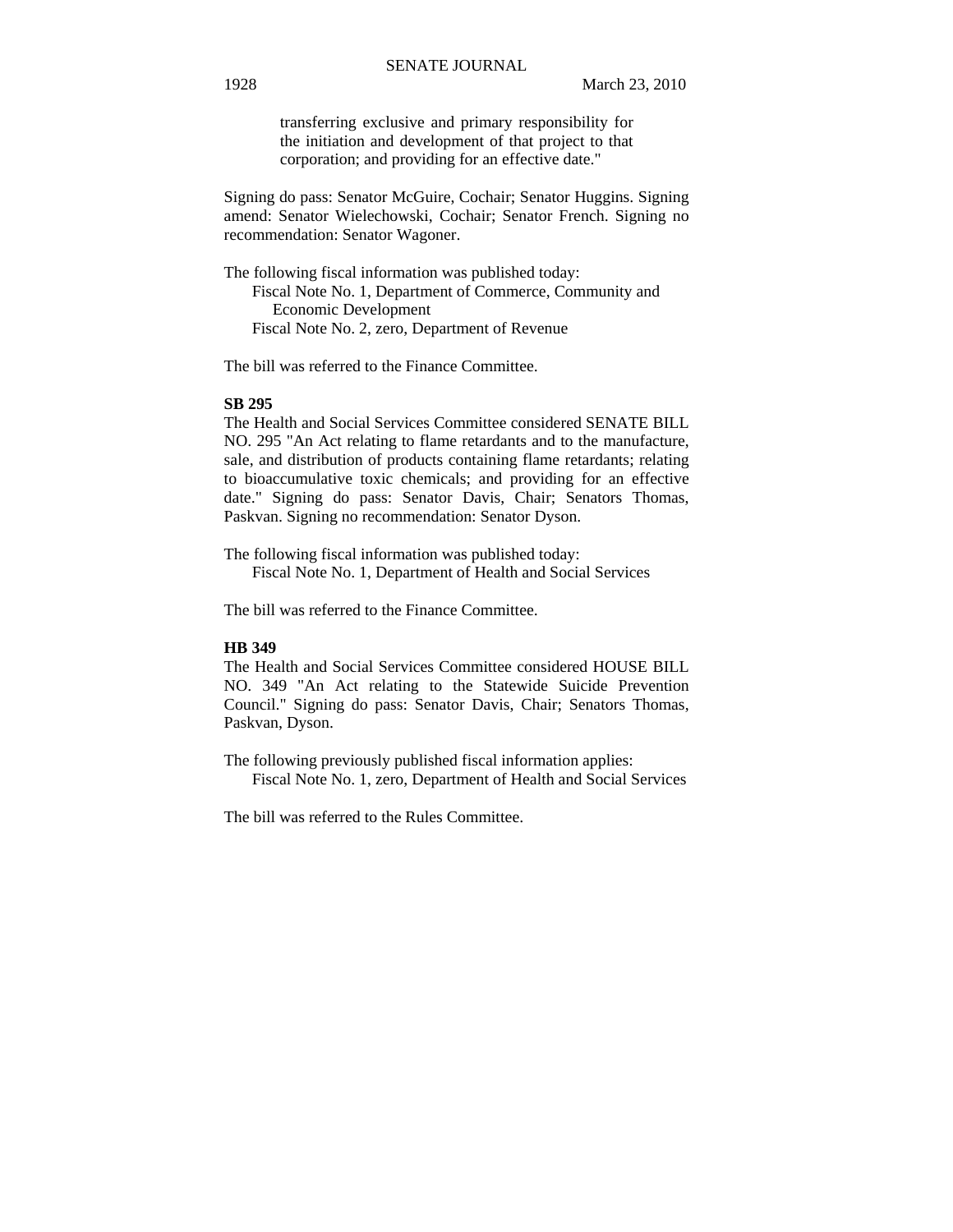transferring exclusive and primary responsibility for the initiation and development of that project to that corporation; and providing for an effective date."

Signing do pass: Senator McGuire, Cochair; Senator Huggins. Signing amend: Senator Wielechowski, Cochair; Senator French. Signing no recommendation: Senator Wagoner.

The following fiscal information was published today:

Fiscal Note No. 1, Department of Commerce, Community and Economic Development

Fiscal Note No. 2, zero, Department of Revenue

The bill was referred to the Finance Committee.

**SB 295**

The Health and Social Services Committee considered SENATE BILL NO. 295 "An Act relating to flame retardants and to the manufacture, sale, and distribution of products containing flame retardants; relating to bioaccumulative toxic chemicals; and providing for an effective date." Signing do pass: Senator Davis, Chair; Senators Thomas, Paskvan. Signing no recommendation: Senator Dyson.

The following fiscal information was published today:

Fiscal Note No. 1, Department of Health and Social Services

The bill was referred to the Finance Committee.

**HB 349**

The Health and Social Services Committee considered HOUSE BILL NO. 349 "An Act relating to the Statewide Suicide Prevention Council." Signing do pass: Senator Davis, Chair; Senators Thomas, Paskvan, Dyson.

The following previously published fiscal information applies:

Fiscal Note No. 1, zero, Department of Health and Social Services

The bill was referred to the Rules Committee.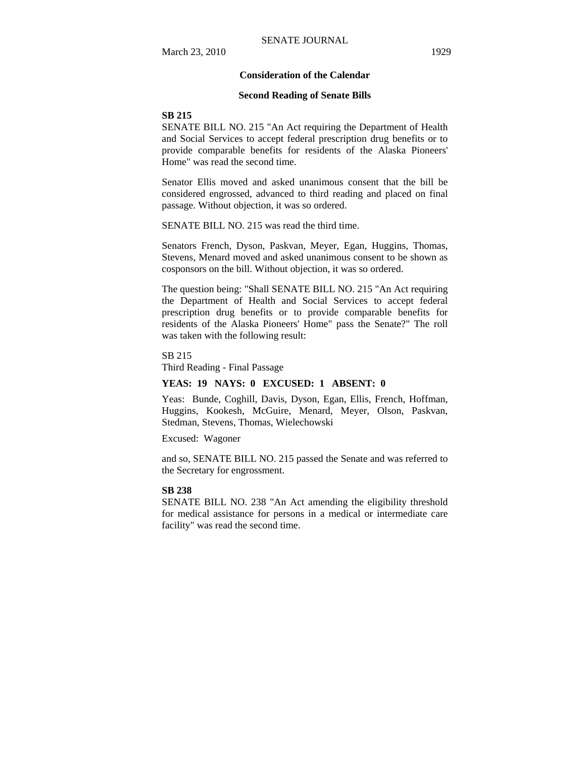## Consideration of the Calendar

### Second Reading of Senate Bills

**SB 215**

SENATE BILL NO. 215 "An Act requiring the Department of Health and Social Services to accept federal prescription drug benefits or to provide comparable benefits for residents of the Alaska Pioneers' Home" was read the second time.

Senator Ellis moved and asked unanimous consent that the bill be considered engrossed, advanced to third reading and placed on final passage. Without objection, it was so ordered.

SENATE BILL NO. 215 was read the third time.

Senators French, Dyson, Paskvan, Meyer, Egan, Huggins, Thomas, Stevens, Menard moved and asked unanimous consent to be shown as cosponsors on the bill. Without objection, it was so ordered.

The question being: "Shall SENATE BILL NO. 215 "An Act requiring the Department of Health and Social Services to accept federal prescription drug benefits or to provide comparable benefits for residents of the Alaska Pioneers' Home" pass the Senate?" The roll was taken with the following result:

SB 215
Third Reading - Final Passage

**YEAS: 19 NAYS: 0 EXCUSED: 1 ABSENT: 0**

Yeas: Bunde, Coghill, Davis, Dyson, Egan, Ellis, French, Hoffman, Huggins, Kookesh, McGuire, Menard, Meyer, Olson, Paskvan, Stedman, Stevens, Thomas, Wielechowski

Excused: Wagoner

and so, SENATE BILL NO. 215 passed the Senate and was referred to the Secretary for engrossment.

**SB 238**

SENATE BILL NO. 238 "An Act amending the eligibility threshold for medical assistance for persons in a medical or intermediate care facility" was read the second time.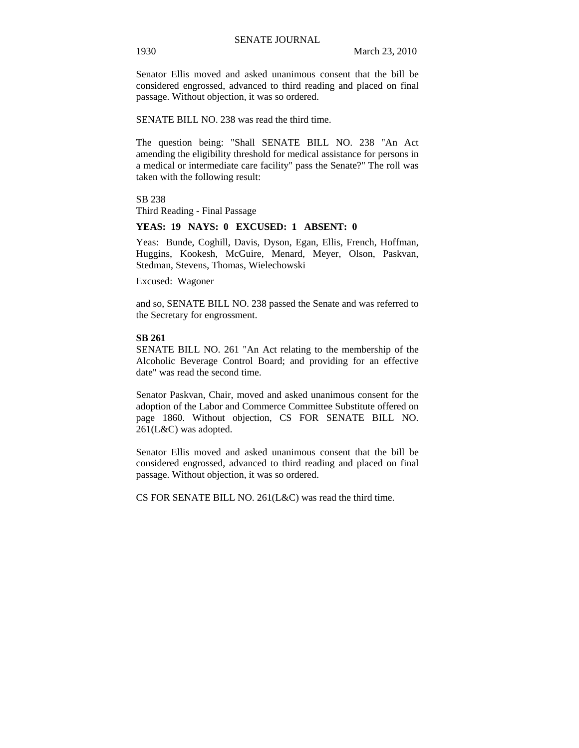Senator Ellis moved and asked unanimous consent that the bill be considered engrossed, advanced to third reading and placed on final passage. Without objection, it was so ordered.

SENATE BILL NO. 238 was read the third time.

The question being: "Shall SENATE BILL NO. 238 "An Act amending the eligibility threshold for medical assistance for persons in a medical or intermediate care facility" pass the Senate?" The roll was taken with the following result:

SB 238
Third Reading - Final Passage

**YEAS: 19 NAYS: 0 EXCUSED: 1 ABSENT: 0**

Yeas: Bunde, Coghill, Davis, Dyson, Egan, Ellis, French, Hoffman, Huggins, Kookesh, McGuire, Menard, Meyer, Olson, Paskvan, Stedman, Stevens, Thomas, Wielechowski

Excused: Wagoner

and so, SENATE BILL NO. 238 passed the Senate and was referred to the Secretary for engrossment.

**SB 261**

SENATE BILL NO. 261 "An Act relating to the membership of the Alcoholic Beverage Control Board; and providing for an effective date" was read the second time.

Senator Paskvan, Chair, moved and asked unanimous consent for the adoption of the Labor and Commerce Committee Substitute offered on page 1860. Without objection, CS FOR SENATE BILL NO. 261(L&C) was adopted.

Senator Ellis moved and asked unanimous consent that the bill be considered engrossed, advanced to third reading and placed on final passage. Without objection, it was so ordered.

CS FOR SENATE BILL NO. 261(L&C) was read the third time.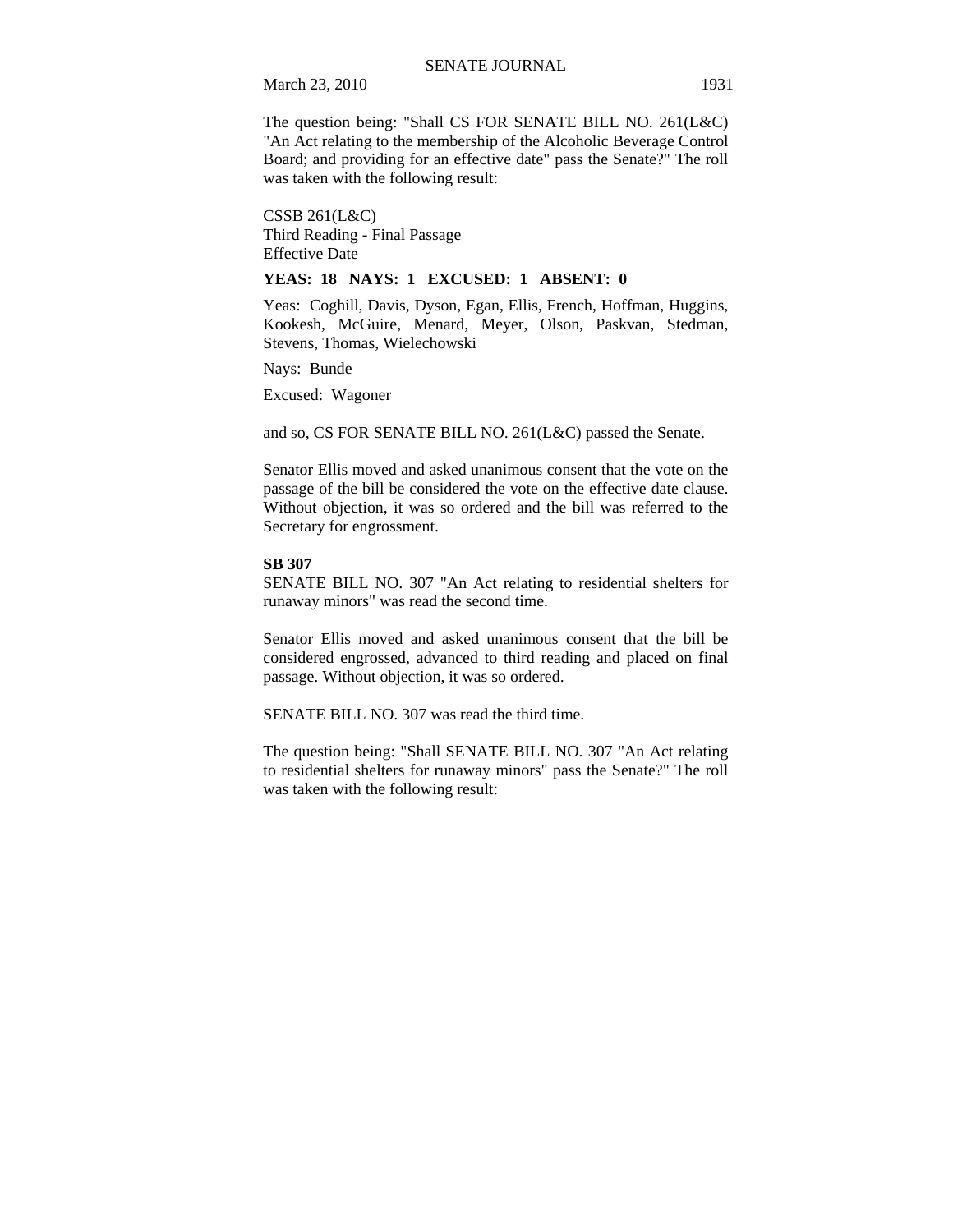The question being: "Shall CS FOR SENATE BILL NO. 261(L&C) "An Act relating to the membership of the Alcoholic Beverage Control Board; and providing for an effective date" pass the Senate?" The roll was taken with the following result:

CSSB 261(L&C)
Third Reading - Final Passage
Effective Date

**YEAS: 18 NAYS: 1 EXCUSED: 1 ABSENT: 0**

Yeas: Coghill, Davis, Dyson, Egan, Ellis, French, Hoffman, Huggins, Kookesh, McGuire, Menard, Meyer, Olson, Paskvan, Stedman, Stevens, Thomas, Wielechowski

Nays: Bunde

Excused: Wagoner

and so, CS FOR SENATE BILL NO. 261(L&C) passed the Senate.

Senator Ellis moved and asked unanimous consent that the vote on the passage of the bill be considered the vote on the effective date clause. Without objection, it was so ordered and the bill was referred to the Secretary for engrossment.

**SB 307**

SENATE BILL NO. 307 "An Act relating to residential shelters for runaway minors" was read the second time.

Senator Ellis moved and asked unanimous consent that the bill be considered engrossed, advanced to third reading and placed on final passage. Without objection, it was so ordered.

SENATE BILL NO. 307 was read the third time.

The question being: "Shall SENATE BILL NO. 307 "An Act relating to residential shelters for runaway minors" pass the Senate?" The roll was taken with the following result: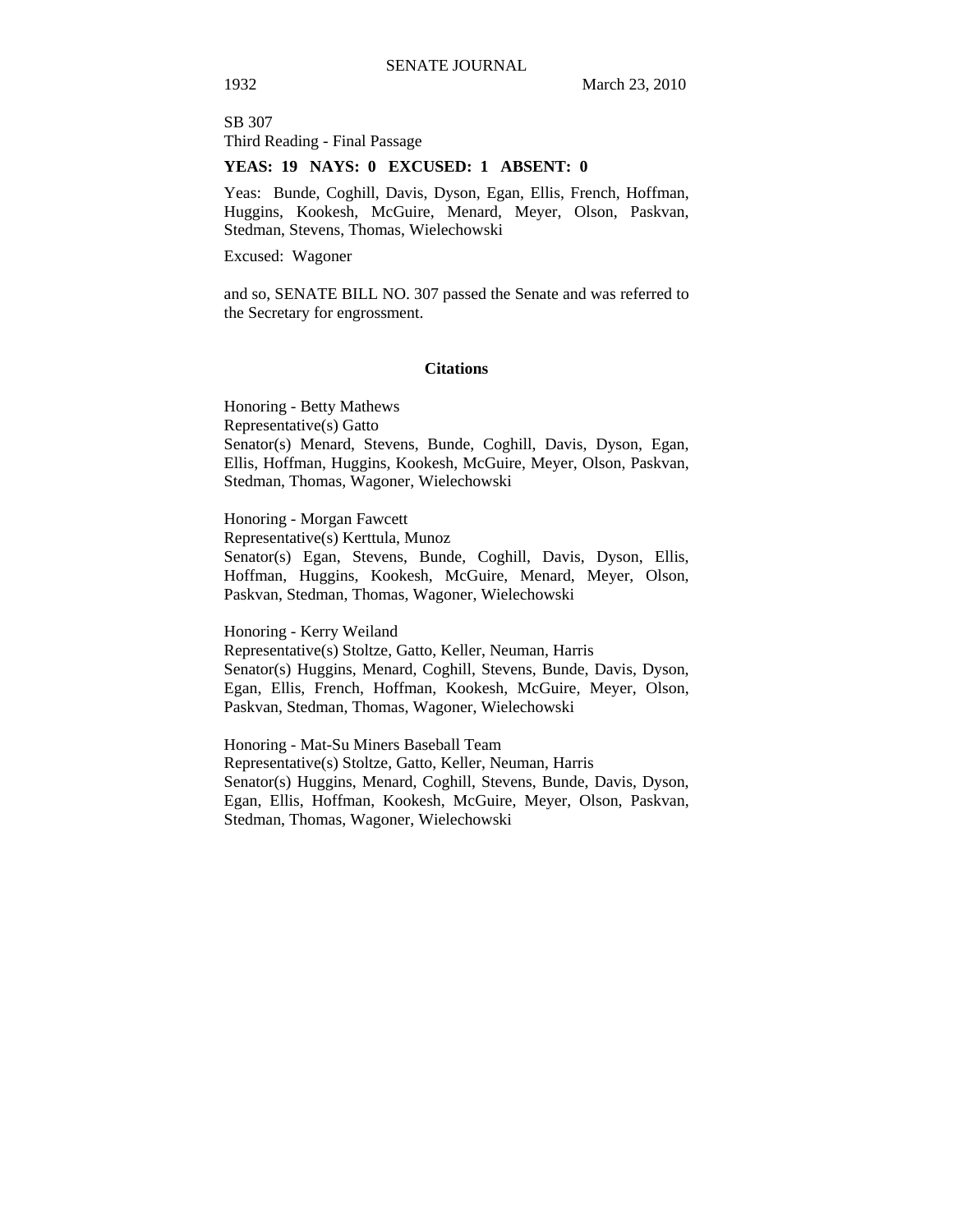SB 307
Third Reading - Final Passage

**YEAS: 19 NAYS: 0 EXCUSED: 1 ABSENT: 0**

Yeas: Bunde, Coghill, Davis, Dyson, Egan, Ellis, French, Hoffman, Huggins, Kookesh, McGuire, Menard, Meyer, Olson, Paskvan, Stedman, Stevens, Thomas, Wielechowski

Excused: Wagoner

and so, SENATE BILL NO. 307 passed the Senate and was referred to the Secretary for engrossment.

**Citations**

Honoring - Betty Mathews
Representative(s) Gatto
Senator(s) Menard, Stevens, Bunde, Coghill, Davis, Dyson, Egan, Ellis, Hoffman, Huggins, Kookesh, McGuire, Meyer, Olson, Paskvan, Stedman, Thomas, Wagoner, Wielechowski

Honoring - Morgan Fawcett
Representative(s) Kerttula, Munoz
Senator(s) Egan, Stevens, Bunde, Coghill, Davis, Dyson, Ellis, Hoffman, Huggins, Kookesh, McGuire, Menard, Meyer, Olson, Paskvan, Stedman, Thomas, Wagoner, Wielechowski

Honoring - Kerry Weiland
Representative(s) Stoltze, Gatto, Keller, Neuman, Harris
Senator(s) Huggins, Menard, Coghill, Stevens, Bunde, Davis, Dyson, Egan, Ellis, French, Hoffman, Kookesh, McGuire, Meyer, Olson, Paskvan, Stedman, Thomas, Wagoner, Wielechowski

Honoring - Mat-Su Miners Baseball Team
Representative(s) Stoltze, Gatto, Keller, Neuman, Harris
Senator(s) Huggins, Menard, Coghill, Stevens, Bunde, Davis, Dyson, Egan, Ellis, Hoffman, Kookesh, McGuire, Meyer, Olson, Paskvan, Stedman, Thomas, Wagoner, Wielechowski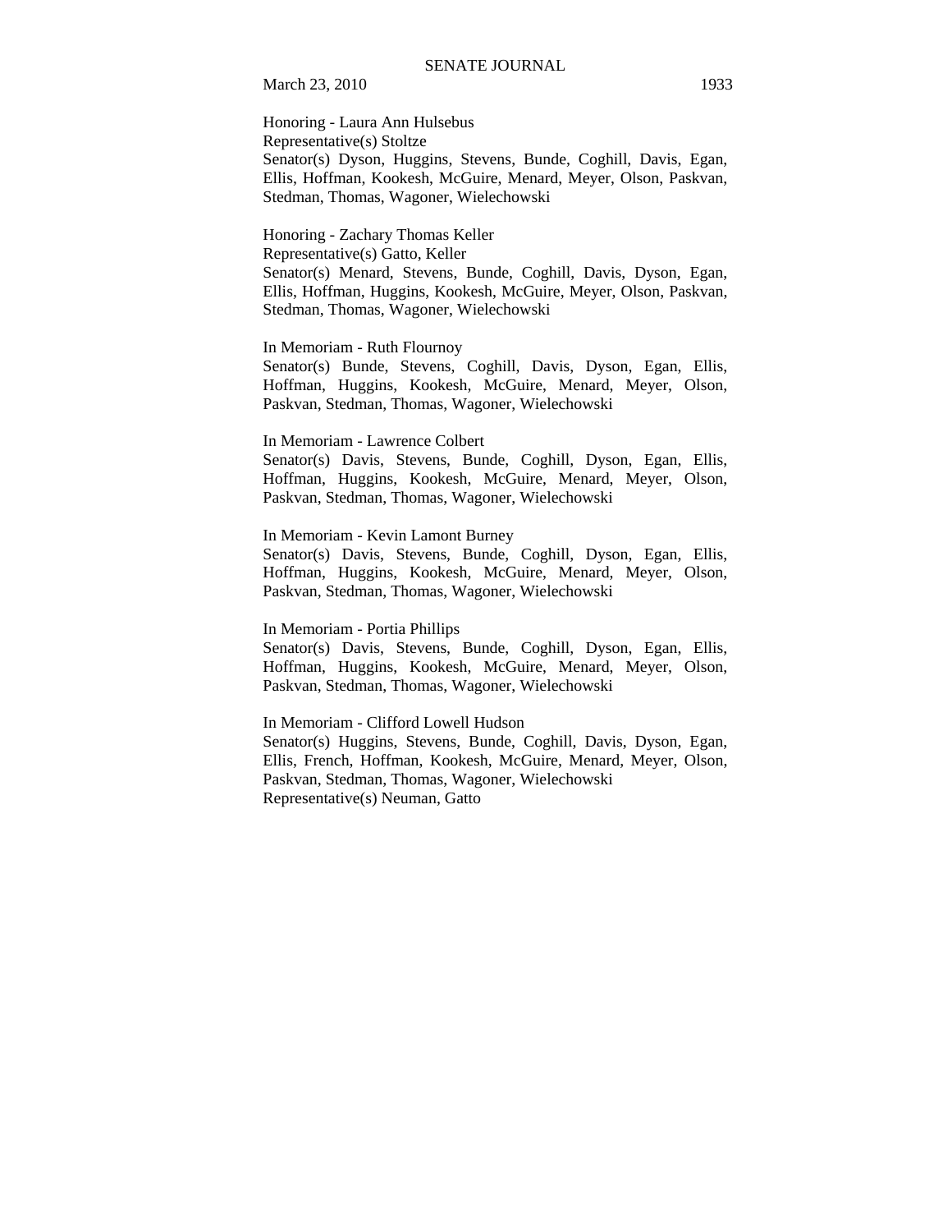Honoring - Laura Ann Hulsebus
Representative(s) Stoltze
Senator(s) Dyson, Huggins, Stevens, Bunde, Coghill, Davis, Egan, Ellis, Hoffman, Kookesh, McGuire, Menard, Meyer, Olson, Paskvan, Stedman, Thomas, Wagoner, Wielechowski

Honoring - Zachary Thomas Keller
Representative(s) Gatto, Keller
Senator(s) Menard, Stevens, Bunde, Coghill, Davis, Dyson, Egan, Ellis, Hoffman, Huggins, Kookesh, McGuire, Meyer, Olson, Paskvan, Stedman, Thomas, Wagoner, Wielechowski

In Memoriam - Ruth Flournoy
Senator(s) Bunde, Stevens, Coghill, Davis, Dyson, Egan, Ellis, Hoffman, Huggins, Kookesh, McGuire, Menard, Meyer, Olson, Paskvan, Stedman, Thomas, Wagoner, Wielechowski

In Memoriam - Lawrence Colbert
Senator(s) Davis, Stevens, Bunde, Coghill, Dyson, Egan, Ellis, Hoffman, Huggins, Kookesh, McGuire, Menard, Meyer, Olson, Paskvan, Stedman, Thomas, Wagoner, Wielechowski

In Memoriam - Kevin Lamont Burney
Senator(s) Davis, Stevens, Bunde, Coghill, Dyson, Egan, Ellis, Hoffman, Huggins, Kookesh, McGuire, Menard, Meyer, Olson, Paskvan, Stedman, Thomas, Wagoner, Wielechowski

In Memoriam - Portia Phillips
Senator(s) Davis, Stevens, Bunde, Coghill, Dyson, Egan, Ellis, Hoffman, Huggins, Kookesh, McGuire, Menard, Meyer, Olson, Paskvan, Stedman, Thomas, Wagoner, Wielechowski

In Memoriam - Clifford Lowell Hudson
Senator(s) Huggins, Stevens, Bunde, Coghill, Davis, Dyson, Egan, Ellis, French, Hoffman, Kookesh, McGuire, Menard, Meyer, Olson, Paskvan, Stedman, Thomas, Wagoner, Wielechowski
Representative(s) Neuman, Gatto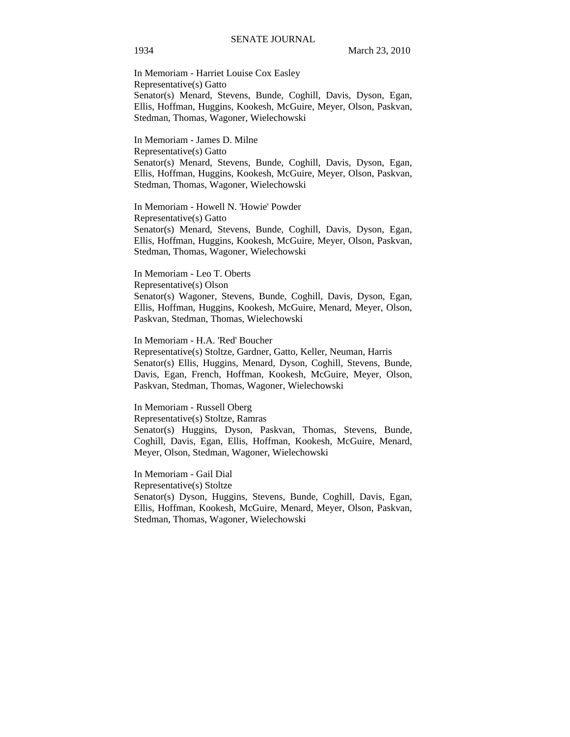In Memoriam - Harriet Louise Cox Easley
Representative(s) Gatto
Senator(s) Menard, Stevens, Bunde, Coghill, Davis, Dyson, Egan, Ellis, Hoffman, Huggins, Kookesh, McGuire, Meyer, Olson, Paskvan, Stedman, Thomas, Wagoner, Wielechowski

In Memoriam - James D. Milne
Representative(s) Gatto
Senator(s) Menard, Stevens, Bunde, Coghill, Davis, Dyson, Egan, Ellis, Hoffman, Huggins, Kookesh, McGuire, Meyer, Olson, Paskvan, Stedman, Thomas, Wagoner, Wielechowski

In Memoriam - Howell N. 'Howie' Powder
Representative(s) Gatto
Senator(s) Menard, Stevens, Bunde, Coghill, Davis, Dyson, Egan, Ellis, Hoffman, Huggins, Kookesh, McGuire, Meyer, Olson, Paskvan, Stedman, Thomas, Wagoner, Wielechowski

In Memoriam - Leo T. Oberts
Representative(s) Olson
Senator(s) Wagoner, Stevens, Bunde, Coghill, Davis, Dyson, Egan, Ellis, Hoffman, Huggins, Kookesh, McGuire, Menard, Meyer, Olson, Paskvan, Stedman, Thomas, Wielechowski

In Memoriam - H.A. 'Red' Boucher
Representative(s) Stoltze, Gardner, Gatto, Keller, Neuman, Harris
Senator(s) Ellis, Huggins, Menard, Dyson, Coghill, Stevens, Bunde, Davis, Egan, French, Hoffman, Kookesh, McGuire, Meyer, Olson, Paskvan, Stedman, Thomas, Wagoner, Wielechowski

In Memoriam - Russell Oberg
Representative(s) Stoltze, Ramras
Senator(s) Huggins, Dyson, Paskvan, Thomas, Stevens, Bunde, Coghill, Davis, Egan, Ellis, Hoffman, Kookesh, McGuire, Menard, Meyer, Olson, Stedman, Wagoner, Wielechowski

In Memoriam - Gail Dial
Representative(s) Stoltze
Senator(s) Dyson, Huggins, Stevens, Bunde, Coghill, Davis, Egan, Ellis, Hoffman, Kookesh, McGuire, Menard, Meyer, Olson, Paskvan, Stedman, Thomas, Wagoner, Wielechowski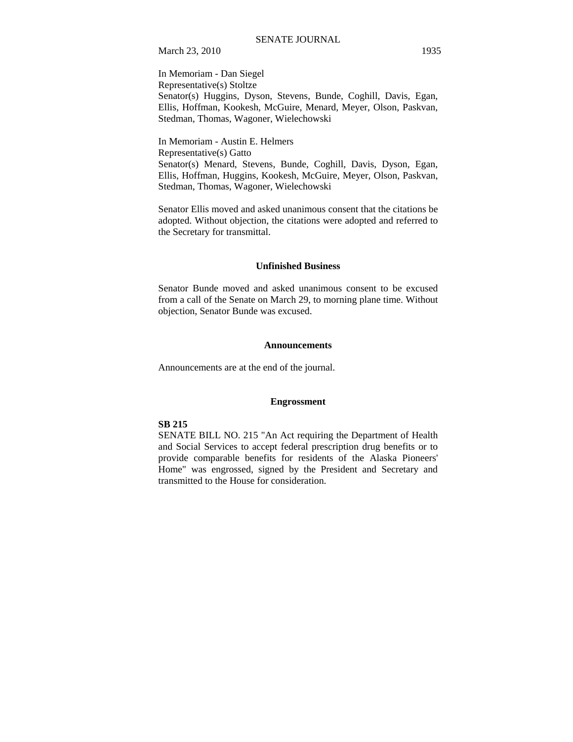In Memoriam - Dan Siegel
Representative(s) Stoltze
Senator(s) Huggins, Dyson, Stevens, Bunde, Coghill, Davis, Egan, Ellis, Hoffman, Kookesh, McGuire, Menard, Meyer, Olson, Paskvan, Stedman, Thomas, Wagoner, Wielechowski

In Memoriam - Austin E. Helmers
Representative(s) Gatto
Senator(s) Menard, Stevens, Bunde, Coghill, Davis, Dyson, Egan, Ellis, Hoffman, Huggins, Kookesh, McGuire, Meyer, Olson, Paskvan, Stedman, Thomas, Wagoner, Wielechowski

Senator Ellis moved and asked unanimous consent that the citations be adopted. Without objection, the citations were adopted and referred to the Secretary for transmittal.

## Unfinished Business

Senator Bunde moved and asked unanimous consent to be excused from a call of the Senate on March 29, to morning plane time. Without objection, Senator Bunde was excused.

## Announcements

Announcements are at the end of the journal.

## Engrossment

**SB 215**
SENATE BILL NO. 215 "An Act requiring the Department of Health and Social Services to accept federal prescription drug benefits or to provide comparable benefits for residents of the Alaska Pioneers' Home" was engrossed, signed by the President and Secretary and transmitted to the House for consideration.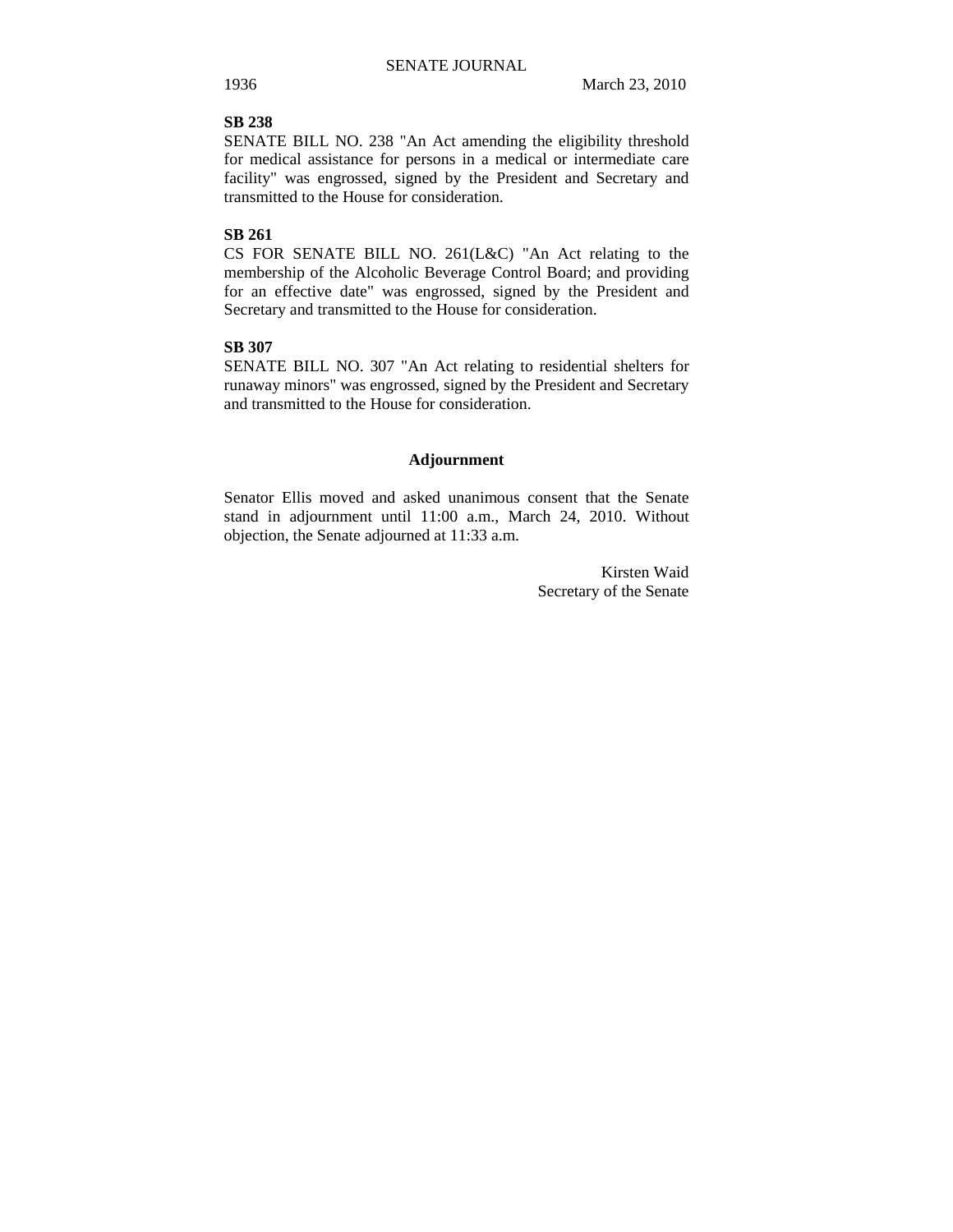**SB 238**

SENATE BILL NO. 238 "An Act amending the eligibility threshold for medical assistance for persons in a medical or intermediate care facility" was engrossed, signed by the President and Secretary and transmitted to the House for consideration.

**SB 261**

CS FOR SENATE BILL NO. 261(L&C) "An Act relating to the membership of the Alcoholic Beverage Control Board; and providing for an effective date" was engrossed, signed by the President and Secretary and transmitted to the House for consideration.

**SB 307**

SENATE BILL NO. 307 "An Act relating to residential shelters for runaway minors" was engrossed, signed by the President and Secretary and transmitted to the House for consideration.

## Adjournment

Senator Ellis moved and asked unanimous consent that the Senate stand in adjournment until 11:00 a.m., March 24, 2010. Without objection, the Senate adjourned at 11:33 a.m.

Kirsten Waid
Secretary of the Senate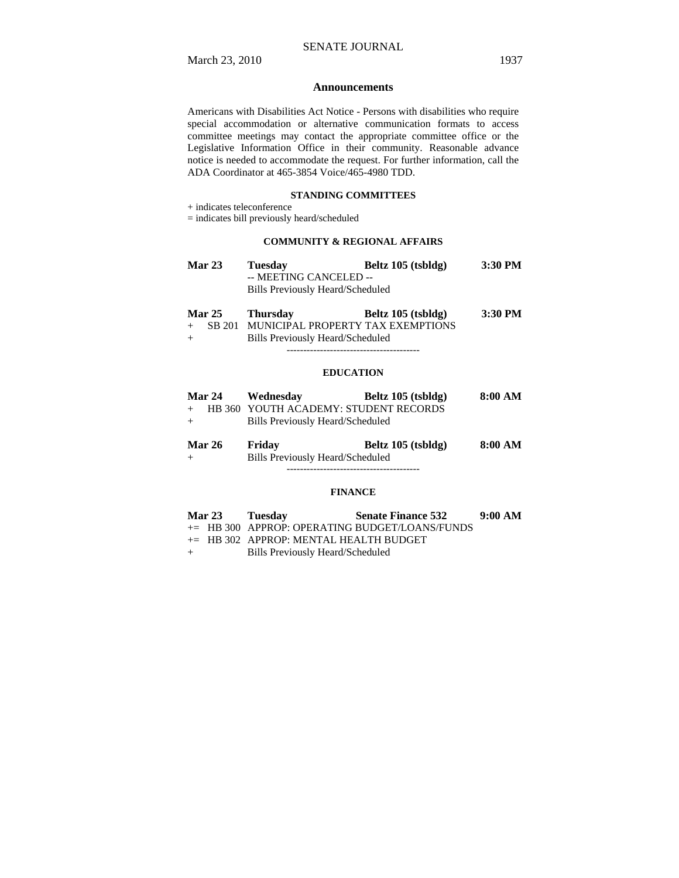## Announcements

Americans with Disabilities Act Notice - Persons with disabilities who require special accommodation or alternative communication formats to access committee meetings may contact the appropriate committee office or the Legislative Information Office in their community. Reasonable advance notice is needed to accommodate the request. For further information, call the ADA Coordinator at 465-3854 Voice/465-4980 TDD.

### STANDING COMMITTEES

+ indicates teleconference
= indicates bill previously heard/scheduled

#### COMMUNITY & REGIONAL AFFAIRS

**Mar 23 Tuesday Beltz 105 (tsbldg) 3:30 PM**
-- MEETING CANCELED --
Bills Previously Heard/Scheduled

**Mar 25 Thursday Beltz 105 (tsbldg) 3:30 PM**
+ SB 201 MUNICIPAL PROPERTY TAX EXEMPTIONS
+ Bills Previously Heard/Scheduled

----------------------------------------

#### EDUCATION

**Mar 24 Wednesday Beltz 105 (tsbldg) 8:00 AM**
+ HB 360 YOUTH ACADEMY: STUDENT RECORDS
+ Bills Previously Heard/Scheduled

**Mar 26 Friday Beltz 105 (tsbldg) 8:00 AM**
+ Bills Previously Heard/Scheduled

----------------------------------------

#### FINANCE

**Mar 23 Tuesday Senate Finance 532 9:00 AM**
+= HB 300 APPROP: OPERATING BUDGET/LOANS/FUNDS
+= HB 302 APPROP: MENTAL HEALTH BUDGET
+ Bills Previously Heard/Scheduled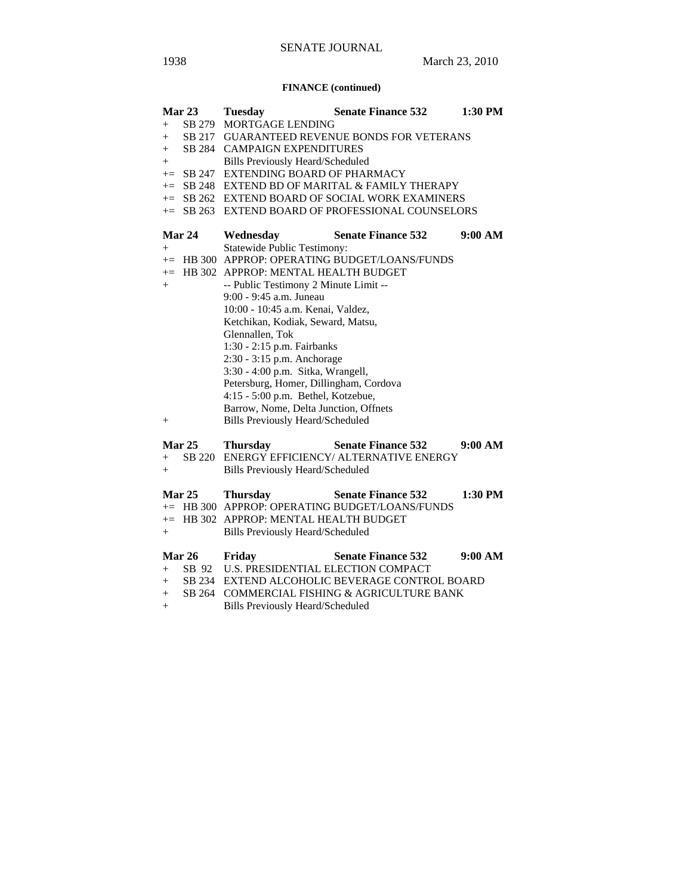**FINANCE (continued)**

**Mar 23 Tuesday Senate Finance 532 1:30 PM**

+ SB 279 MORTGAGE LENDING
+ SB 217 GUARANTEED REVENUE BONDS FOR VETERANS
+ SB 284 CAMPAIGN EXPENDITURES
+ Bills Previously Heard/Scheduled
+= SB 247 EXTENDING BOARD OF PHARMACY
+= SB 248 EXTEND BD OF MARITAL & FAMILY THERAPY
+= SB 262 EXTEND BOARD OF SOCIAL WORK EXAMINERS
+= SB 263 EXTEND BOARD OF PROFESSIONAL COUNSELORS

**Mar 24 Wednesday Senate Finance 532 9:00 AM**

+ Statewide Public Testimony:
+= HB 300 APPROP: OPERATING BUDGET/LOANS/FUNDS
+= HB 302 APPROP: MENTAL HEALTH BUDGET
+ -- Public Testimony 2 Minute Limit --
9:00 - 9:45 a.m. Juneau
10:00 - 10:45 a.m. Kenai, Valdez, Ketchikan, Kodiak, Seward, Matsu, Glennallen, Tok
1:30 - 2:15 p.m. Fairbanks
2:30 - 3:15 p.m. Anchorage
3:30 - 4:00 p.m. Sitka, Wrangell, Petersburg, Homer, Dillingham, Cordova
4:15 - 5:00 p.m. Bethel, Kotzebue, Barrow, Nome, Delta Junction, Offnets
+ Bills Previously Heard/Scheduled

**Mar 25 Thursday Senate Finance 532 9:00 AM**

+ SB 220 ENERGY EFFICIENCY/ ALTERNATIVE ENERGY
+ Bills Previously Heard/Scheduled

**Mar 25 Thursday Senate Finance 532 1:30 PM**

+= HB 300 APPROP: OPERATING BUDGET/LOANS/FUNDS
+= HB 302 APPROP: MENTAL HEALTH BUDGET
+ Bills Previously Heard/Scheduled

**Mar 26 Friday Senate Finance 532 9:00 AM**

+ SB 92 U.S. PRESIDENTIAL ELECTION COMPACT
+ SB 234 EXTEND ALCOHOLIC BEVERAGE CONTROL BOARD
+ SB 264 COMMERCIAL FISHING & AGRICULTURE BANK
+ Bills Previously Heard/Scheduled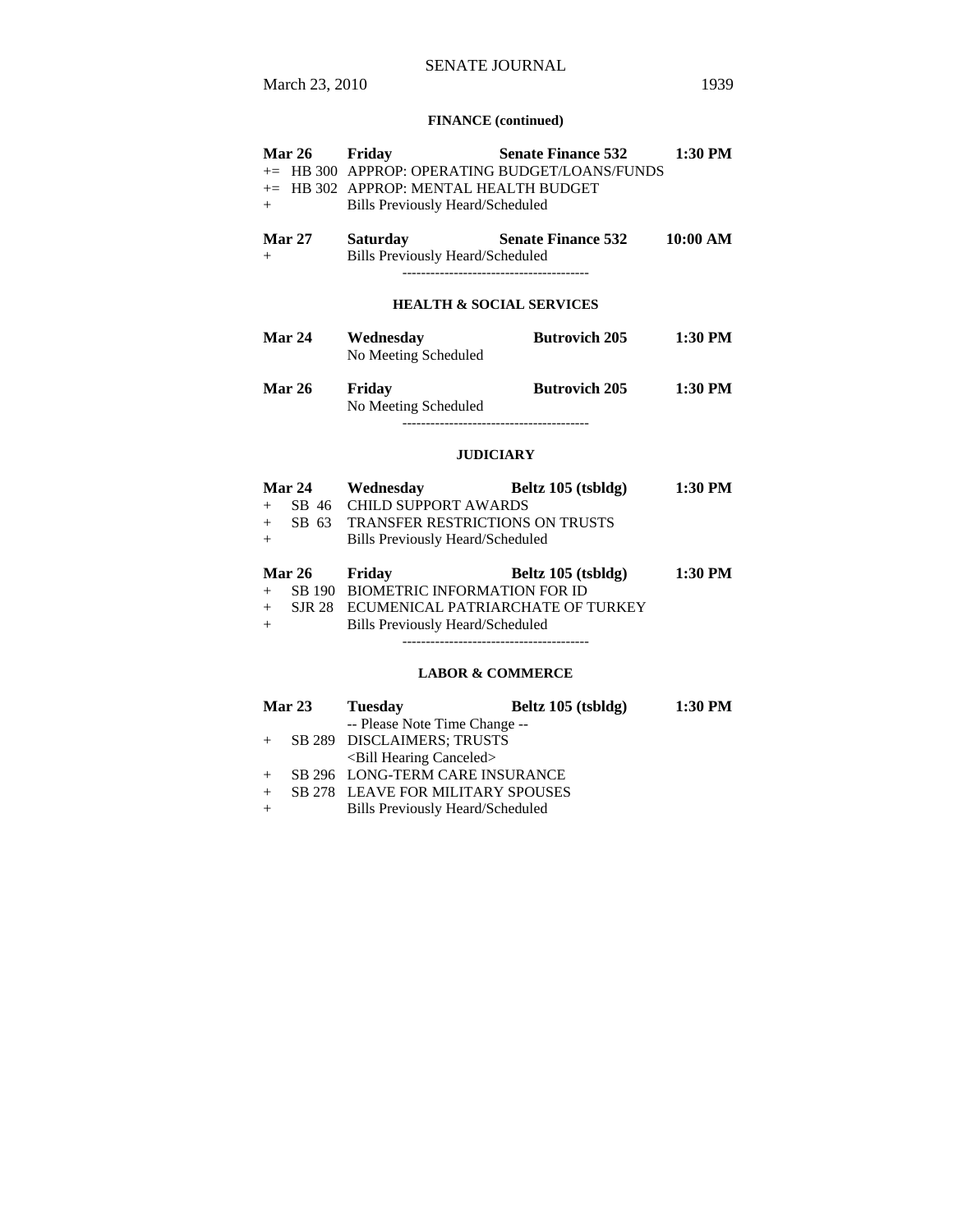**FINANCE (continued)**

| | | | |
|---|---|---|---|
| **Mar 26** | **Friday** | **Senate Finance 532** | **1:30 PM** |
| += HB 300 | APPROP: OPERATING BUDGET/LOANS/FUNDS | | |
| += HB 302 | APPROP: MENTAL HEALTH BUDGET | | |
| + | Bills Previously Heard/Scheduled | | |

| | | | |
|---|---|---|---|
| **Mar 27** | **Saturday** | **Senate Finance 532** | **10:00 AM** |
| + | Bills Previously Heard/Scheduled | | |

----------------------------------------

**HEALTH & SOCIAL SERVICES**

| | | | |
|---|---|---|---|
| **Mar 24** | **Wednesday** | **Butrovich 205** | **1:30 PM** |
| | No Meeting Scheduled | | |

| | | | |
|---|---|---|---|
| **Mar 26** | **Friday** | **Butrovich 205** | **1:30 PM** |
| | No Meeting Scheduled | | |

----------------------------------------

**JUDICIARY**

| | | | |
|---|---|---|---|
| **Mar 24** | **Wednesday** | **Beltz 105 (tsbldg)** | **1:30 PM** |
| + SB 46 | CHILD SUPPORT AWARDS | | |
| + SB 63 | TRANSFER RESTRICTIONS ON TRUSTS | | |
| + | Bills Previously Heard/Scheduled | | |

| | | | |
|---|---|---|---|
| **Mar 26** | **Friday** | **Beltz 105 (tsbldg)** | **1:30 PM** |
| + SB 190 | BIOMETRIC INFORMATION FOR ID | | |
| + SJR 28 | ECUMENICAL PATRIARCHATE OF TURKEY | | |
| + | Bills Previously Heard/Scheduled | | |

----------------------------------------

**LABOR & COMMERCE**

| | | | |
|---|---|---|---|
| **Mar 23** | **Tuesday** | **Beltz 105 (tsbldg)** | **1:30 PM** |
| | -- Please Note Time Change -- | | |
| + SB 289 | DISCLAIMERS; TRUSTS | | |
| | <Bill Hearing Canceled> | | |
| + SB 296 | LONG-TERM CARE INSURANCE | | |
| + SB 278 | LEAVE FOR MILITARY SPOUSES | | |
| + | Bills Previously Heard/Scheduled | | |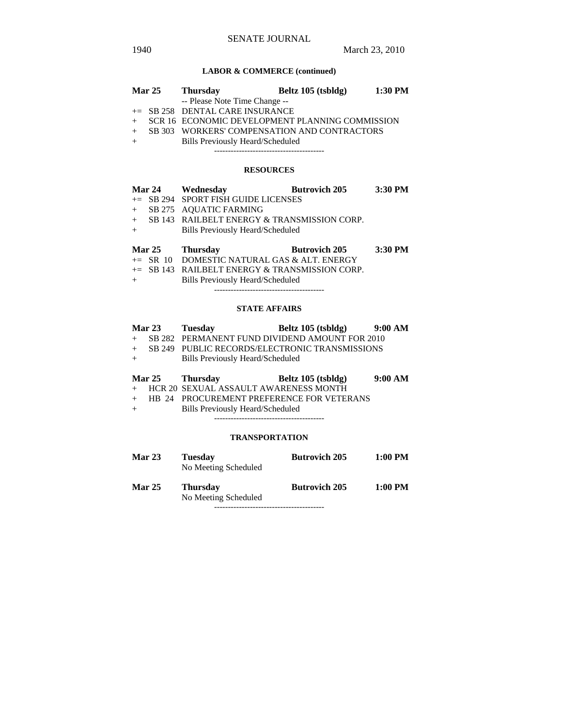**LABOR & COMMERCE (continued)**

**Mar 25 Thursday Beltz 105 (tsbldg) 1:30 PM**

-- Please Note Time Change --

+= SB 258 DENTAL CARE INSURANCE
+ SCR 16 ECONOMIC DEVELOPMENT PLANNING COMMISSION
+ SB 303 WORKERS' COMPENSATION AND CONTRACTORS
+ Bills Previously Heard/Scheduled

----------------------------------------

**RESOURCES**

**Mar 24 Wednesday Butrovich 205 3:30 PM**

+= SB 294 SPORT FISH GUIDE LICENSES
+ SB 275 AQUATIC FARMING
+ SB 143 RAILBELT ENERGY & TRANSMISSION CORP.
+ Bills Previously Heard/Scheduled

**Mar 25 Thursday Butrovich 205 3:30 PM**

+= SR 10 DOMESTIC NATURAL GAS & ALT. ENERGY
+= SB 143 RAILBELT ENERGY & TRANSMISSION CORP.
+ Bills Previously Heard/Scheduled

----------------------------------------

**STATE AFFAIRS**

**Mar 23 Tuesday Beltz 105 (tsbldg) 9:00 AM**

+ SB 282 PERMANENT FUND DIVIDEND AMOUNT FOR 2010
+ SB 249 PUBLIC RECORDS/ELECTRONIC TRANSMISSIONS
+ Bills Previously Heard/Scheduled

**Mar 25 Thursday Beltz 105 (tsbldg) 9:00 AM**

+ HCR 20 SEXUAL ASSAULT AWARENESS MONTH
+ HB 24 PROCUREMENT PREFERENCE FOR VETERANS
+ Bills Previously Heard/Scheduled

----------------------------------------

**TRANSPORTATION**

**Mar 23 Tuesday Butrovich 205 1:00 PM**

No Meeting Scheduled

**Mar 25 Thursday Butrovich 205 1:00 PM**

No Meeting Scheduled

----------------------------------------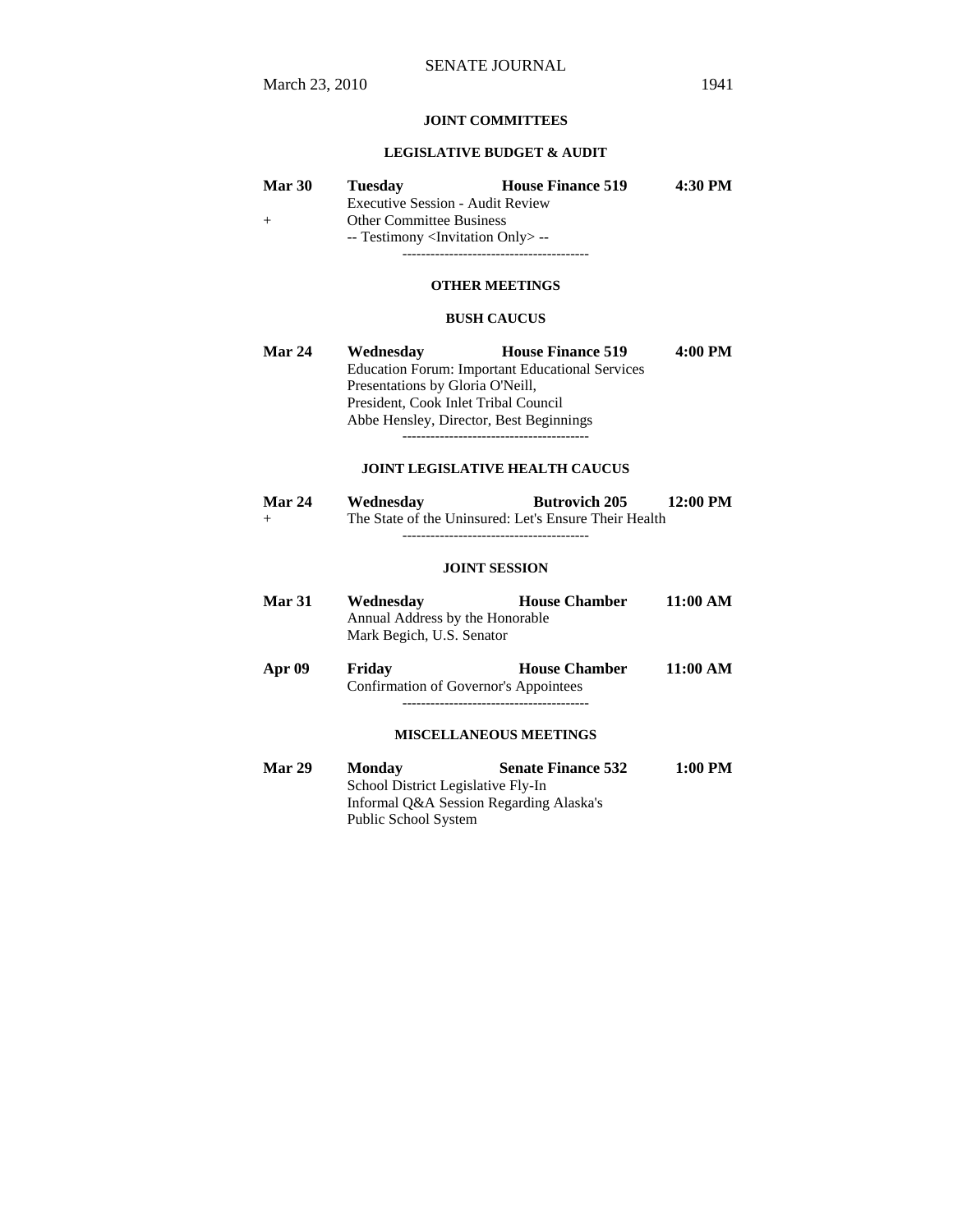### JOINT COMMITTEES

#### LEGISLATIVE BUDGET & AUDIT

| | | | |
|---|---|---|---|
| **Mar 30** | **Tuesday** | **House Finance 519** | **4:30 PM** |
| | Executive Session - Audit Review | | |
| + | Other Committee Business | | |
| | -- Testimony <Invitation Only> -- | | |

----------------------------------------

### OTHER MEETINGS

#### BUSH CAUCUS

| | | | |
|---|---|---|---|
| **Mar 24** | **Wednesday** | **House Finance 519** | **4:00 PM** |
| | Education Forum: Important Educational Services | | |
| | Presentations by Gloria O'Neill, | | |
| | President, Cook Inlet Tribal Council | | |
| | Abbe Hensley, Director, Best Beginnings | | |

----------------------------------------

#### JOINT LEGISLATIVE HEALTH CAUCUS

| | | | |
|---|---|---|---|
| **Mar 24** | **Wednesday** | **Butrovich 205** | **12:00 PM** |
| + | The State of the Uninsured: Let's Ensure Their Health | | |

----------------------------------------

#### JOINT SESSION

| | | | |
|---|---|---|---|
| **Mar 31** | **Wednesday** | **House Chamber** | **11:00 AM** |
| | Annual Address by the Honorable | | |
| | Mark Begich, U.S. Senator | | |
| **Apr 09** | **Friday** | **House Chamber** | **11:00 AM** |
| | Confirmation of Governor's Appointees | | |

----------------------------------------

#### MISCELLANEOUS MEETINGS

| | | | |
|---|---|---|---|
| **Mar 29** | **Monday** | **Senate Finance 532** | **1:00 PM** |
| | School District Legislative Fly-In | | |
| | Informal Q&A Session Regarding Alaska's | | |
| | Public School System | | |